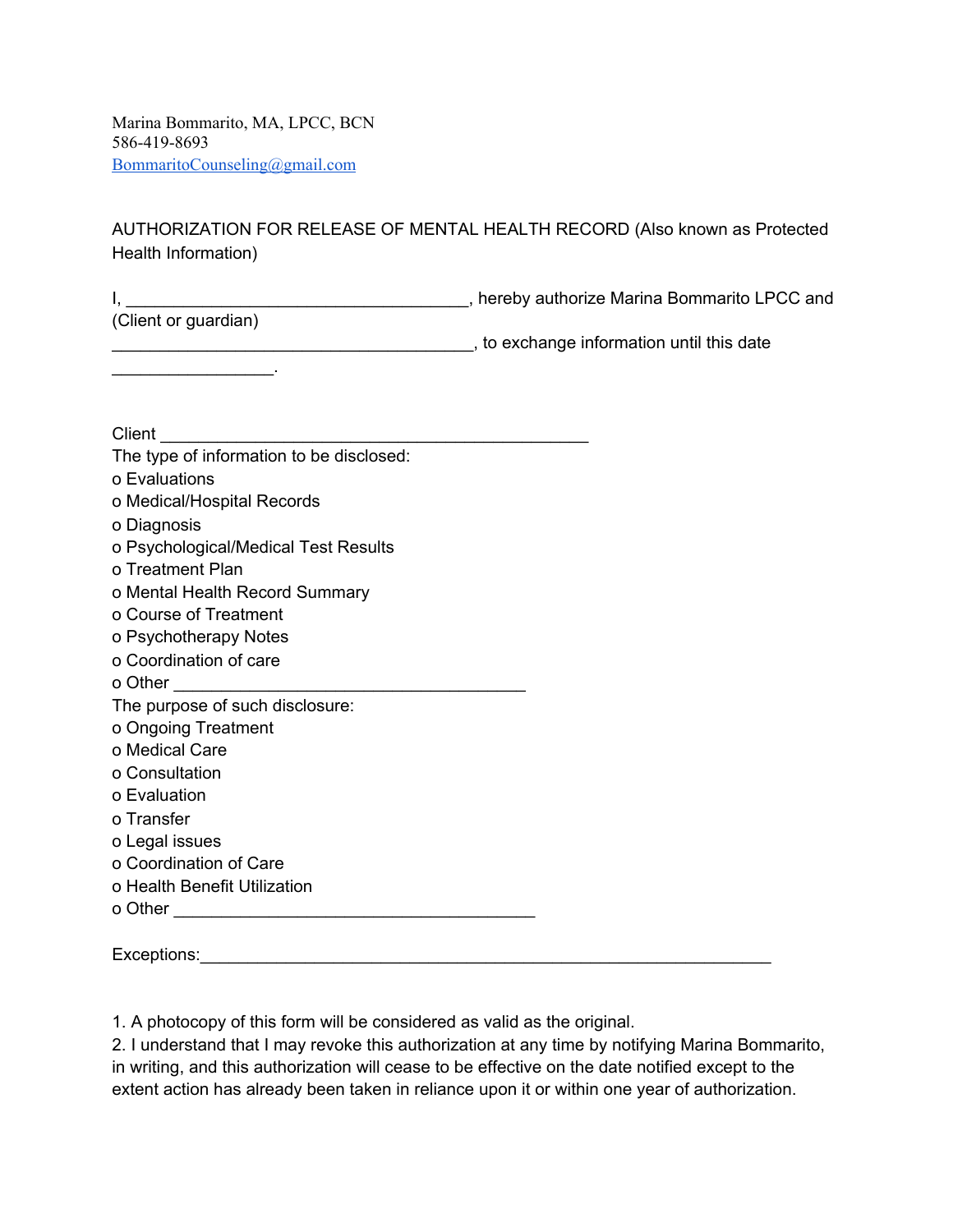Marina Bommarito, MA, LPCC, BCN
586-419-8693
BommaritoCounseling@gmail.com

AUTHORIZATION FOR RELEASE OF MENTAL HEALTH RECORD (Also known as Protected Health Information)

I, ___________________________________, hereby authorize Marina Bommarito LPCC and
(Client or guardian)
_______________________________________, to exchange information until this date
_________________.

Client _______________________________________________

The type of information to be disclosed:

- o Evaluations
- o Medical/Hospital Records
- o Diagnosis
- o Psychological/Medical Test Results
- o Treatment Plan
- o Mental Health Record Summary
- o Course of Treatment
- o Psychotherapy Notes
- o Coordination of care
- o Other ___________________________________

The purpose of such disclosure:

- o Ongoing Treatment
- o Medical Care
- o Consultation
- o Evaluation
- o Transfer
- o Legal issues
- o Coordination of Care
- o Health Benefit Utilization
- o Other ____________________________________

Exceptions:______________________________________________________________

1. A photocopy of this form will be considered as valid as the original.
2. I understand that I may revoke this authorization at any time by notifying Marina Bommarito, in writing, and this authorization will cease to be effective on the date notified except to the extent action has already been taken in reliance upon it or within one year of authorization.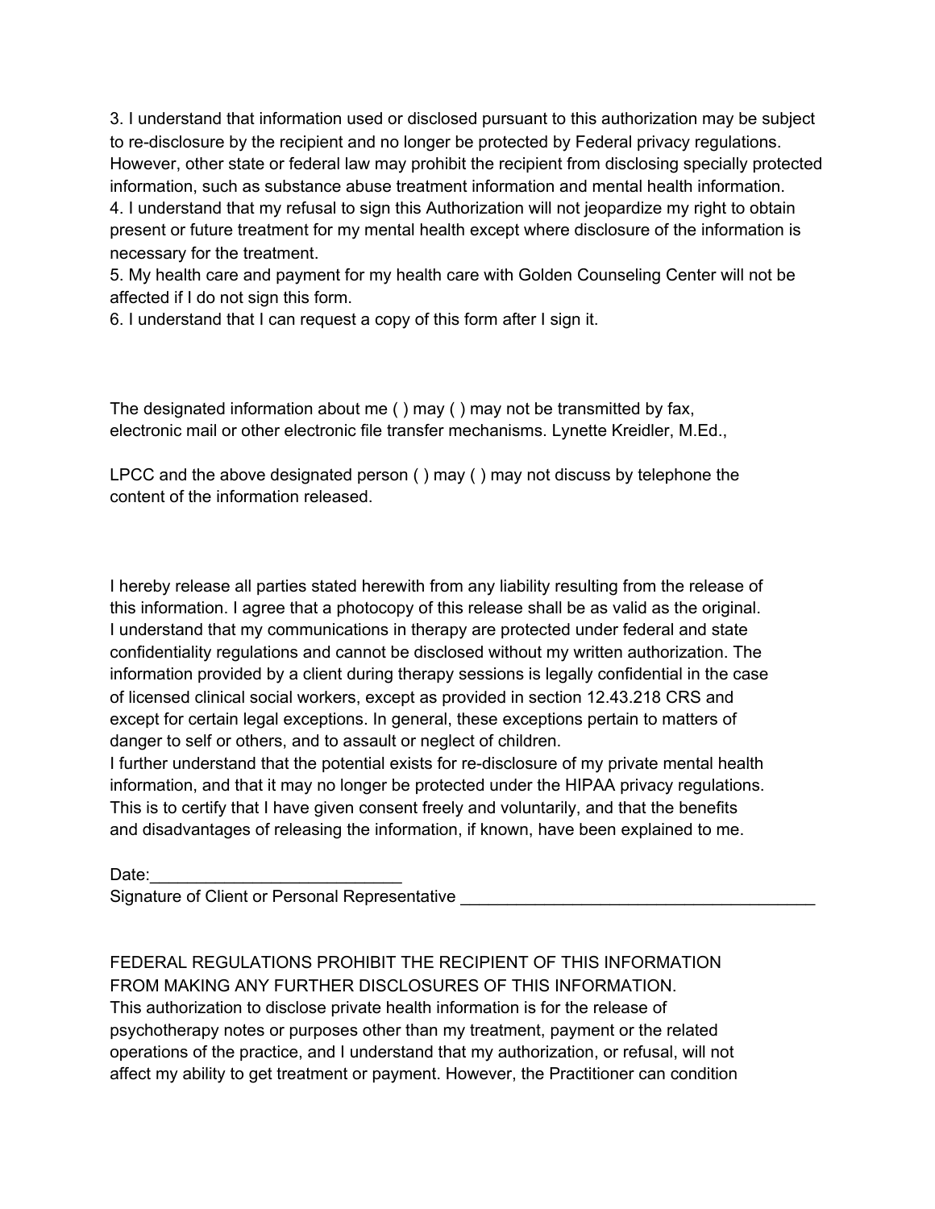3. I understand that information used or disclosed pursuant to this authorization may be subject to re-disclosure by the recipient and no longer be protected by Federal privacy regulations. However, other state or federal law may prohibit the recipient from disclosing specially protected information, such as substance abuse treatment information and mental health information.
4. I understand that my refusal to sign this Authorization will not jeopardize my right to obtain present or future treatment for my mental health except where disclosure of the information is necessary for the treatment.
5. My health care and payment for my health care with Golden Counseling Center will not be affected if I do not sign this form.
6. I understand that I can request a copy of this form after I sign it.

The designated information about me ( ) may ( ) may not be transmitted by fax, electronic mail or other electronic file transfer mechanisms. Lynette Kreidler, M.Ed.,

LPCC and the above designated person ( ) may ( ) may not discuss by telephone the content of the information released.

I hereby release all parties stated herewith from any liability resulting from the release of this information. I agree that a photocopy of this release shall be as valid as the original. I understand that my communications in therapy are protected under federal and state confidentiality regulations and cannot be disclosed without my written authorization. The information provided by a client during therapy sessions is legally confidential in the case of licensed clinical social workers, except as provided in section 12.43.218 CRS and except for certain legal exceptions. In general, these exceptions pertain to matters of danger to self or others, and to assault or neglect of children.
I further understand that the potential exists for re-disclosure of my private mental health information, and that it may no longer be protected under the HIPAA privacy regulations. This is to certify that I have given consent freely and voluntarily, and that the benefits and disadvantages of releasing the information, if known, have been explained to me.

Date:___________________________
Signature of Client or Personal Representative ______________________________________

FEDERAL REGULATIONS PROHIBIT THE RECIPIENT OF THIS INFORMATION FROM MAKING ANY FURTHER DISCLOSURES OF THIS INFORMATION.
This authorization to disclose private health information is for the release of psychotherapy notes or purposes other than my treatment, payment or the related operations of the practice, and I understand that my authorization, or refusal, will not affect my ability to get treatment or payment. However, the Practitioner can condition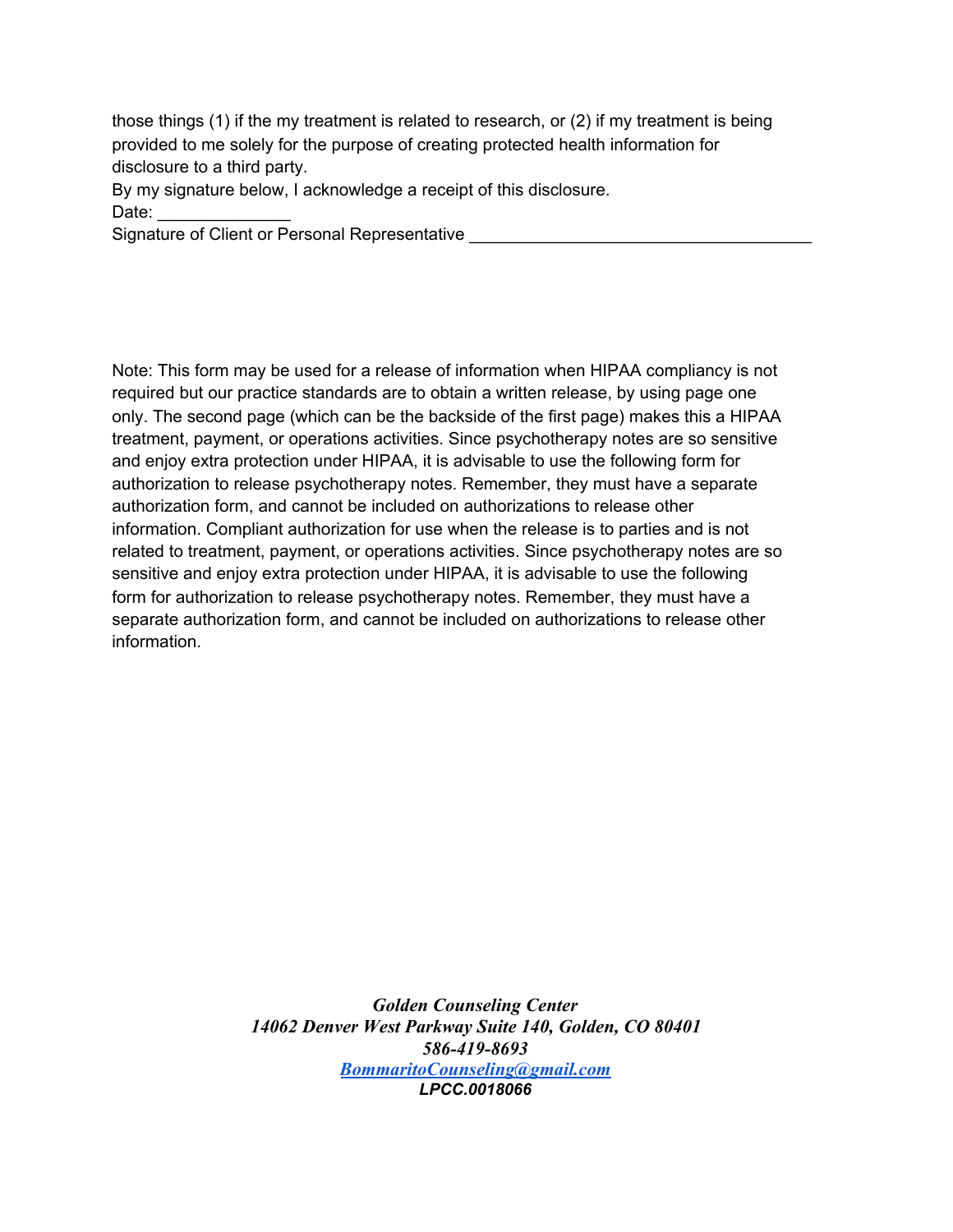those things (1) if the my treatment is related to research, or (2) if my treatment is being provided to me solely for the purpose of creating protected health information for disclosure to a third party.

By my signature below, I acknowledge a receipt of this disclosure.

Date: ______________

Signature of Client or Personal Representative ____________________________________

Note: This form may be used for a release of information when HIPAA compliancy is not required but our practice standards are to obtain a written release, by using page one only. The second page (which can be the backside of the first page) makes this a HIPAA treatment, payment, or operations activities. Since psychotherapy notes are so sensitive and enjoy extra protection under HIPAA, it is advisable to use the following form for authorization to release psychotherapy notes. Remember, they must have a separate authorization form, and cannot be included on authorizations to release other information. Compliant authorization for use when the release is to parties and is not related to treatment, payment, or operations activities. Since psychotherapy notes are so sensitive and enjoy extra protection under HIPAA, it is advisable to use the following form for authorization to release psychotherapy notes. Remember, they must have a separate authorization form, and cannot be included on authorizations to release other information.

***Golden Counseling Center***
***14062 Denver West Parkway Suite 140, Golden, CO 80401***
***586-419-8693***
***BommaritoCounseling@gmail.com***
***LPCC.0018066***